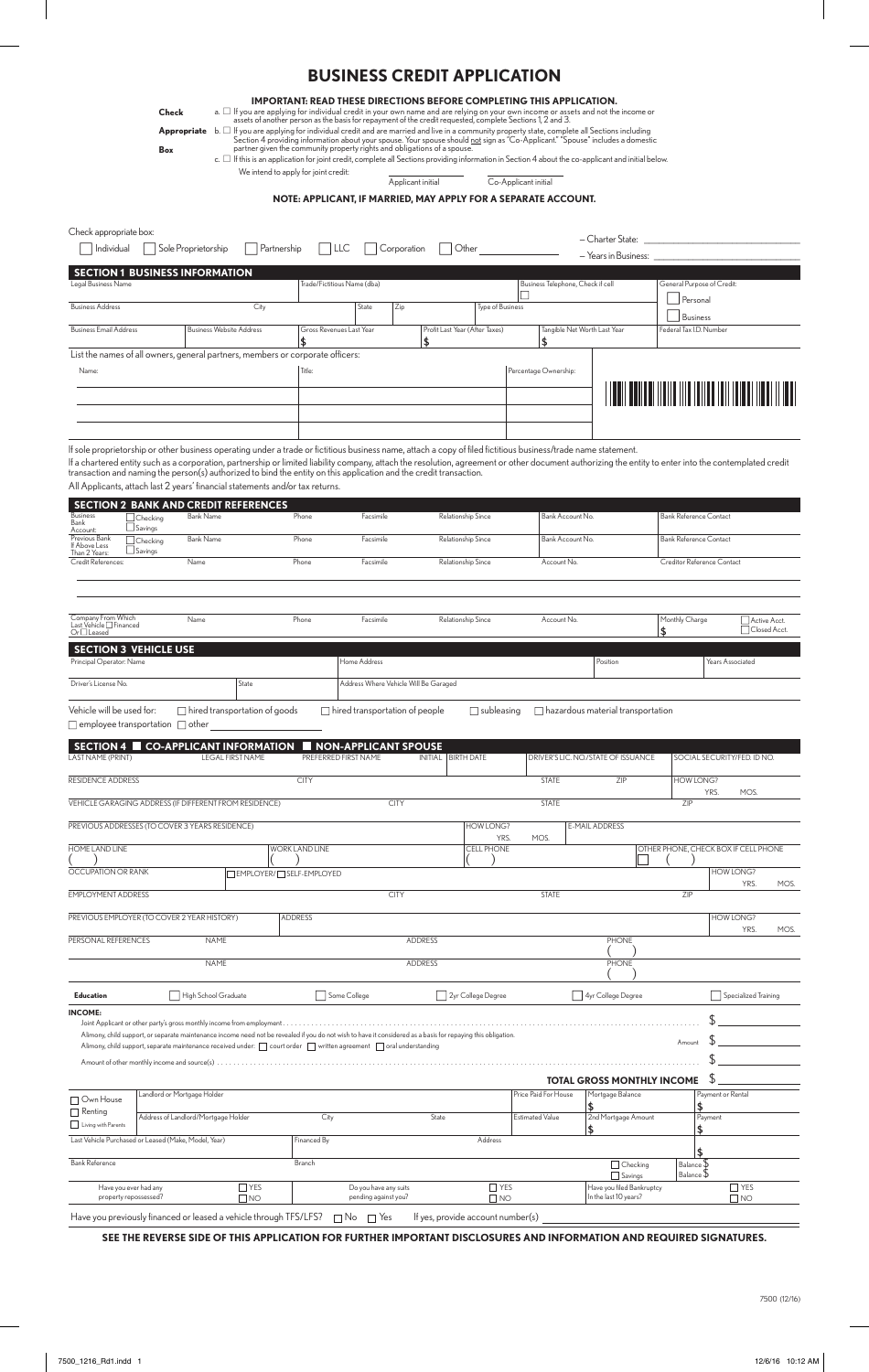# BUSINESS CREDIT APPLICATION

**IMPORTANT: READ THESE DIRECTIONS BEFORE COMPLETING THIS APPLICATION.**

**Check Appropriate Box**

a. ☐ If you are applying for individual credit in your own name and are relying on your own income or assets and not the income or assets of another person as the basis for repayment of the credit requested, complete Sections 1, 2 and 3.

b. ☐ If you are applying for individual credit and are married and live in a community property state, complete all Sections including Section 4 providing information about your spouse. Your spouse should not sign as "Co-Applicant." "Spouse" includes a domestic partner given the community property rights and obligations of a spouse.

c. ☐ If this is an application for joint credit, complete all Sections providing information in Section 4 about the co-applicant and initial below.

We intend to apply for joint credit: ____________ Applicant initial ____________ Co-Applicant initial

**NOTE: APPLICANT, IF MARRIED, MAY APPLY FOR A SEPARATE ACCOUNT.**

Check appropriate box:

☐ Individual ☐ Sole Proprietorship ☐ Partnership ☐ LLC ☐ Corporation ☐ Other ____________

– Charter State: ____________

– Years in Business: ____________

## SECTION 1 BUSINESS INFORMATION

| Legal Business Name | | Trade/Fictitious Name (dba) | | | Business Telephone, Check if cell ☐ | General Purpose of Credit: ☐ Personal ☐ Business |
|---|---|---|---|---|---|---|
| Business Address | City | State | Zip | Type of Business | | |
| Business Email Address | Business Website Address | Gross Revenues Last Year $ | Profit Last Year (After Taxes) $ | | Tangible Net Worth Last Year $ | Federal Tax I.D. Number |

List the names of all owners, general partners, members or corporate officers:

| Name: | Title: | Percentage Ownership: |
|---|---|---|
| | | |
| | | |
| | | |

If sole proprietorship or other business operating under a trade or fictitious business name, attach a copy of filed fictitious business/trade name statement.

If a chartered entity such as a corporation, partnership or limited liability company, attach the resolution, agreement or other document authorizing the entity to enter into the contemplated credit transaction and naming the person(s) authorized to bind the entity on this application and the credit transaction.

All Applicants, attach last 2 years' financial statements and/or tax returns.

## SECTION 2 BANK AND CREDIT REFERENCES

| | Name | Phone | Facsimile | Relationship Since | Account No. | Contact |
|---|---|---|---|---|---|---|
| Business Bank Account: ☐ Checking ☐ Savings | Bank Name | Phone | Facsimile | Relationship Since | Bank Account No. | Bank Reference Contact |
| Previous Bank If Above Less Than 2 Years: ☐ Checking ☐ Savings | Bank Name | Phone | Facsimile | Relationship Since | Bank Account No. | Bank Reference Contact |
| Credit References: | Name | Phone | Facsimile | Relationship Since | Account No. | Creditor Reference Contact |
| | | | | | | |
| | | | | | | |
| Company From Which Last Vehicle ☐ Financed Or ☐ Leased | Name | Phone | Facsimile | Relationship Since | Account No. | Monthly Charge $ ☐ Active Acct. ☐ Closed Acct. |

## SECTION 3 VEHICLE USE

| Principal Operator: Name | | Home Address | Position | Years Associated |
|---|---|---|---|---|
| Driver's License No. | State | Address Where Vehicle Will Be Garaged | | |

Vehicle will be used for: ☐ hired transportation of goods ☐ hired transportation of people ☐ subleasing ☐ hazardous material transportation ☐ employee transportation ☐ other ____________

## SECTION 4 ☐ CO-APPLICANT INFORMATION ☐ NON-APPLICANT SPOUSE

| LAST NAME (PRINT) | LEGAL FIRST NAME | PREFERRED FIRST NAME | INITIAL | BIRTH DATE | DRIVER'S LIC. NO./STATE OF ISSUANCE | SOCIAL SECURITY/FED. ID NO. |
|---|---|---|---|---|---|---|
| RESIDENCE ADDRESS | | CITY | | STATE | ZIP | HOW LONG? YRS. MOS. |
| VEHICLE GARAGING ADDRESS (IF DIFFERENT FROM RESIDENCE) | | CITY | | STATE | | ZIP |
| PREVIOUS ADDRESSES (TO COVER 3 YEARS RESIDENCE) | | | HOW LONG? YRS. MOS. | E-MAIL ADDRESS | | |
| HOME LAND LINE ( ) | WORK LAND LINE ( ) | | CELL PHONE ( ) | | OTHER PHONE, CHECK BOX IF CELL PHONE ☐ ( ) | |
| OCCUPATION OR RANK | ☐ EMPLOYER/ ☐ SELF-EMPLOYED | | | | | HOW LONG? YRS. MOS. |
| EMPLOYMENT ADDRESS | | CITY | | STATE | | ZIP |
| PREVIOUS EMPLOYER (TO COVER 2 YEAR HISTORY) | ADDRESS | | | | | HOW LONG? YRS. MOS. |
| PERSONAL REFERENCES | NAME | | ADDRESS | | PHONE ( ) | |
| | NAME | | ADDRESS | | PHONE ( ) | |

**Education** ☐ High School Graduate ☐ Some College ☐ 2yr College Degree ☐ 4yr College Degree ☐ Specialized Training

**INCOME:**

Joint Applicant or other party's gross monthly income from employment .......... $ ____________

Alimony, child support, or separate maintenance income need not be revealed if you do not wish to have it considered as a basis for repaying this obligation.
Alimony, child support, separate maintenance received under: ☐ court order ☐ written agreement ☐ oral understanding — Amount $ ____________

Amount of other monthly income and source(s) .......... $ ____________

**TOTAL GROSS MONTHLY INCOME** $ ____________

| ☐ Own House ☐ Renting ☐ Living with Parents | Landlord or Mortgage Holder | | | Price Paid For House | Mortgage Balance $ | Payment or Rental $ |
|---|---|---|---|---|---|---|
| | Address of Landlord/Mortgage Holder | City | State | Estimated Value | 2nd Mortgage Amount $ | Payment $ |
| Last Vehicle Purchased or Leased (Make, Model, Year) | | Financed By | Address | | | $ |
| Bank Reference | | Branch | | | ☐ Checking ☐ Savings | Balance $ Balance $ |
| Have you ever had any property repossessed? ☐ YES ☐ NO | | Do you have any suits pending against you? ☐ YES ☐ NO | | | Have you filed Bankruptcy In the last 10 years? | ☐ YES ☐ NO |

Have you previously financed or leased a vehicle through TFS/LFS? ☐ No ☐ Yes If yes, provide account number(s) ____________

**SEE THE REVERSE SIDE OF THIS APPLICATION FOR FURTHER IMPORTANT DISCLOSURES AND INFORMATION AND REQUIRED SIGNATURES.**

7500 (12/16)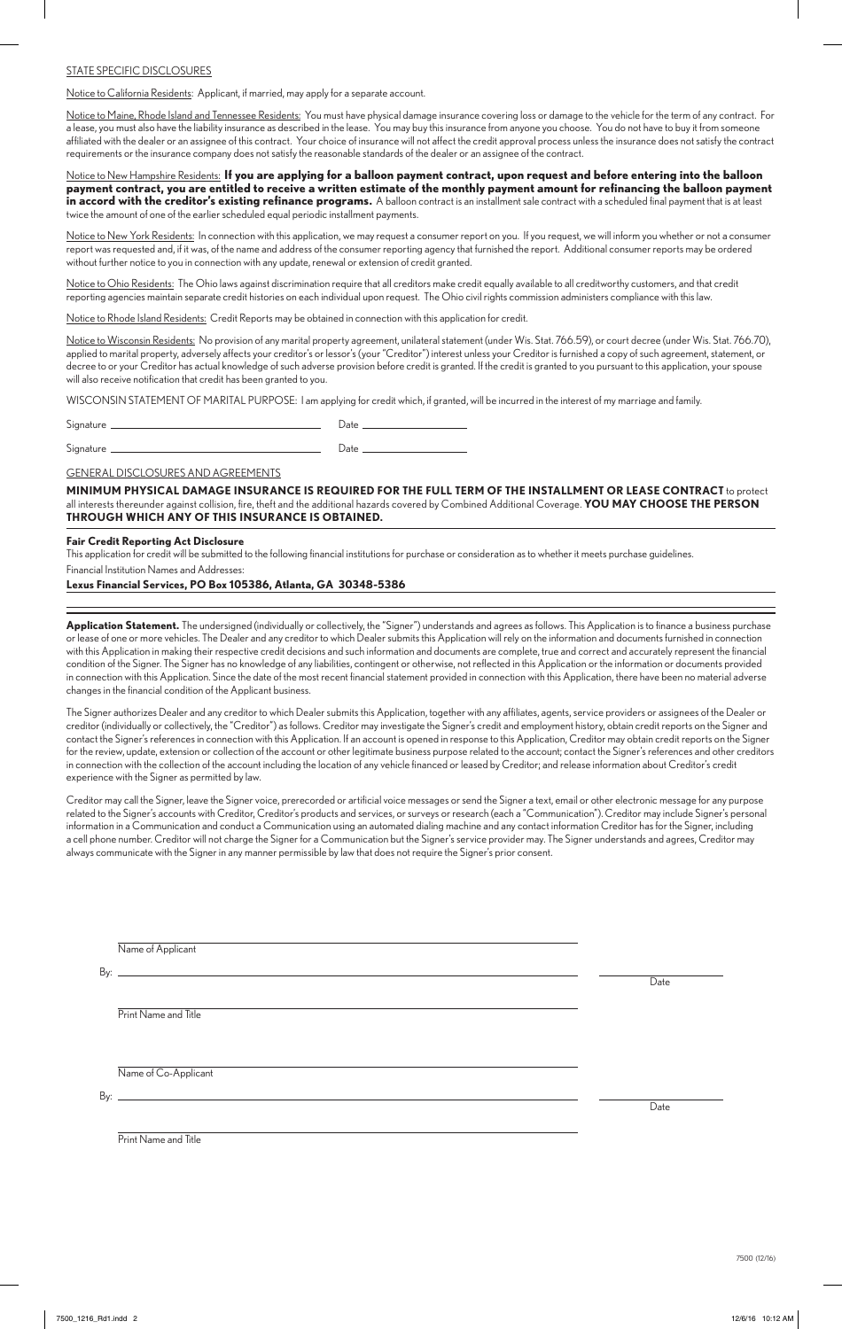STATE SPECIFIC DISCLOSURES

Notice to California Residents: Applicant, if married, may apply for a separate account.

Notice to Maine, Rhode Island and Tennessee Residents: You must have physical damage insurance covering loss or damage to the vehicle for the term of any contract. For a lease, you must also have the liability insurance as described in the lease. You may buy this insurance from anyone you choose. You do not have to buy it from someone affiliated with the dealer or an assignee of this contract. Your choice of insurance will not affect the credit approval process unless the insurance does not satisfy the contract requirements or the insurance company does not satisfy the reasonable standards of the dealer or an assignee of the contract.

Notice to New Hampshire Residents: **If you are applying for a balloon payment contract, upon request and before entering into the balloon payment contract, you are entitled to receive a written estimate of the monthly payment amount for refinancing the balloon payment in accord with the creditor's existing refinance programs.** A balloon contract is an installment sale contract with a scheduled final payment that is at least twice the amount of one of the earlier scheduled equal periodic installment payments.

Notice to New York Residents: In connection with this application, we may request a consumer report on you. If you request, we will inform you whether or not a consumer report was requested and, if it was, of the name and address of the consumer reporting agency that furnished the report. Additional consumer reports may be ordered without further notice to you in connection with any update, renewal or extension of credit granted.

Notice to Ohio Residents: The Ohio laws against discrimination require that all creditors make credit equally available to all creditworthy customers, and that credit reporting agencies maintain separate credit histories on each individual upon request. The Ohio civil rights commission administers compliance with this law.

Notice to Rhode Island Residents: Credit Reports may be obtained in connection with this application for credit.

Notice to Wisconsin Residents: No provision of any marital property agreement, unilateral statement (under Wis. Stat. 766.59), or court decree (under Wis. Stat. 766.70), applied to marital property, adversely affects your creditor's or lessor's (your "Creditor") interest unless your Creditor is furnished a copy of such agreement, statement, or decree to or your Creditor has actual knowledge of such adverse provision before credit is granted. If the credit is granted to you pursuant to this application, your spouse will also receive notification that credit has been granted to you.

WISCONSIN STATEMENT OF MARITAL PURPOSE: I am applying for credit which, if granted, will be incurred in the interest of my marriage and family.

Signature ______________________ Date ______________

Signature ______________________ Date ______________

GENERAL DISCLOSURES AND AGREEMENTS

**MINIMUM PHYSICAL DAMAGE INSURANCE IS REQUIRED FOR THE FULL TERM OF THE INSTALLMENT OR LEASE CONTRACT** to protect all interests thereunder against collision, fire, theft and the additional hazards covered by Combined Additional Coverage. **YOU MAY CHOOSE THE PERSON THROUGH WHICH ANY OF THIS INSURANCE IS OBTAINED.**

**Fair Credit Reporting Act Disclosure**

This application for credit will be submitted to the following financial institutions for purchase or consideration as to whether it meets purchase guidelines.

Financial Institution Names and Addresses:

**Lexus Financial Services, PO Box 105386, Atlanta, GA 30348-5386**

**Application Statement.** The undersigned (individually or collectively, the "Signer") understands and agrees as follows. This Application is to finance a business purchase or lease of one or more vehicles. The Dealer and any creditor to which Dealer submits this Application will rely on the information and documents furnished in connection with this Application in making their respective credit decisions and such information and documents are complete, true and correct and accurately represent the financial condition of the Signer. The Signer has no knowledge of any liabilities, contingent or otherwise, not reflected in this Application or the information or documents provided in connection with this Application. Since the date of the most recent financial statement provided in connection with this Application, there have been no material adverse changes in the financial condition of the Applicant business.

The Signer authorizes Dealer and any creditor to which Dealer submits this Application, together with any affiliates, agents, service providers or assignees of the Dealer or creditor (individually or collectively, the "Creditor") as follows. Creditor may investigate the Signer's credit and employment history, obtain credit reports on the Signer and contact the Signer's references in connection with this Application. If an account is opened in response to this Application, Creditor may obtain credit reports on the Signer for the review, update, extension or collection of the account or other legitimate business purpose related to the account; contact the Signer's references and other creditors in connection with the collection of the account including the location of any vehicle financed or leased by Creditor; and release information about Creditor's credit experience with the Signer as permitted by law.

Creditor may call the Signer, leave the Signer voice, prerecorded or artificial voice messages or send the Signer a text, email or other electronic message for any purpose related to the Signer's accounts with Creditor, Creditor's products and services, or surveys or research (each a "Communication"). Creditor may include Signer's personal information in a Communication and conduct a Communication using an automated dialing machine and any contact information Creditor has for the Signer, including a cell phone number. Creditor will not charge the Signer for a Communication but the Signer's service provider may. The Signer understands and agrees, Creditor may always communicate with the Signer in any manner permissible by law that does not require the Signer's prior consent.

______________________________
Name of Applicant

By: ______________________________ ______________
Date

______________________________
Print Name and Title

______________________________
Name of Co-Applicant

By: ______________________________ ______________
Date

______________________________
Print Name and Title

7500 (12/16)